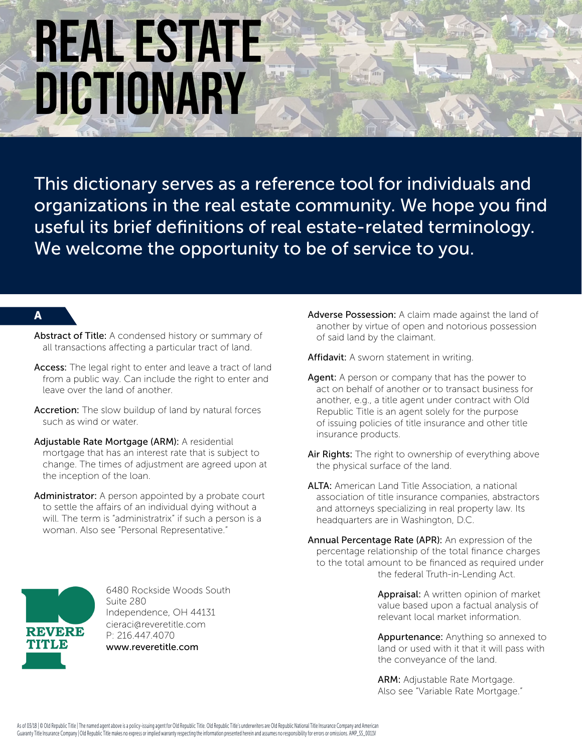# REAL ESTATE DICTIONARY

This dictionary serves as a reference tool for individuals and organizations in the real estate community. We hope you find useful its brief definitions of real estate-related terminology. We welcome the opportunity to be of service to you.

## A

**Abstract of Title:** A condensed history or summary of all transactions affecting a particular tract of land.

**Access:** The legal right to enter and leave a tract of land from a public way. Can include the right to enter and leave over the land of another.

**Accretion:** The slow buildup of land by natural forces such as wind or water.

**Adjustable Rate Mortgage (ARM):** A residential mortgage that has an interest rate that is subject to change. The times of adjustment are agreed upon at the inception of the loan.

**Administrator:** A person appointed by a probate court to settle the affairs of an individual dying without a will. The term is "administratrix" if such a person is a woman. Also see "Personal Representative."

**Adverse Possession:** A claim made against the land of another by virtue of open and notorious possession of said land by the claimant.

**Affidavit:** A sworn statement in writing.

**Agent:** A person or company that has the power to act on behalf of another or to transact business for another, e.g., a title agent under contract with Old Republic Title is an agent solely for the purpose of issuing policies of title insurance and other title insurance products.

**Air Rights:** The right to ownership of everything above the physical surface of the land.

**ALTA:** American Land Title Association, a national association of title insurance companies, abstractors and attorneys specializing in real property law. Its headquarters are in Washington, D.C.

**Annual Percentage Rate (APR):** An expression of the percentage relationship of the total finance charges to the total amount to be financed as required under the federal Truth-in-Lending Act.

**Appraisal:** A written opinion of market value based upon a factual analysis of relevant local market information.

**Appurtenance:** Anything so annexed to land or used with it that it will pass with the conveyance of the land.

**ARM:** Adjustable Rate Mortgage. Also see "Variable Rate Mortgage."

REVERE TITLE

6480 Rockside Woods South
Suite 280
Independence, OH 44131
cieraci@reveretitle.com
P: 216.447.4070
www.reveretitle.com

As of 03/18 | © Old Republic Title | The named agent above is a policy-issuing agent for Old Republic Title. Old Republic Title's underwriters are Old Republic National Title Insurance Company and American Guaranty Title Insurance Company | Old Republic Title makes no express or implied warranty respecting the information presented herein and assumes no responsibility for errors or omissions. AMP_SS_0011V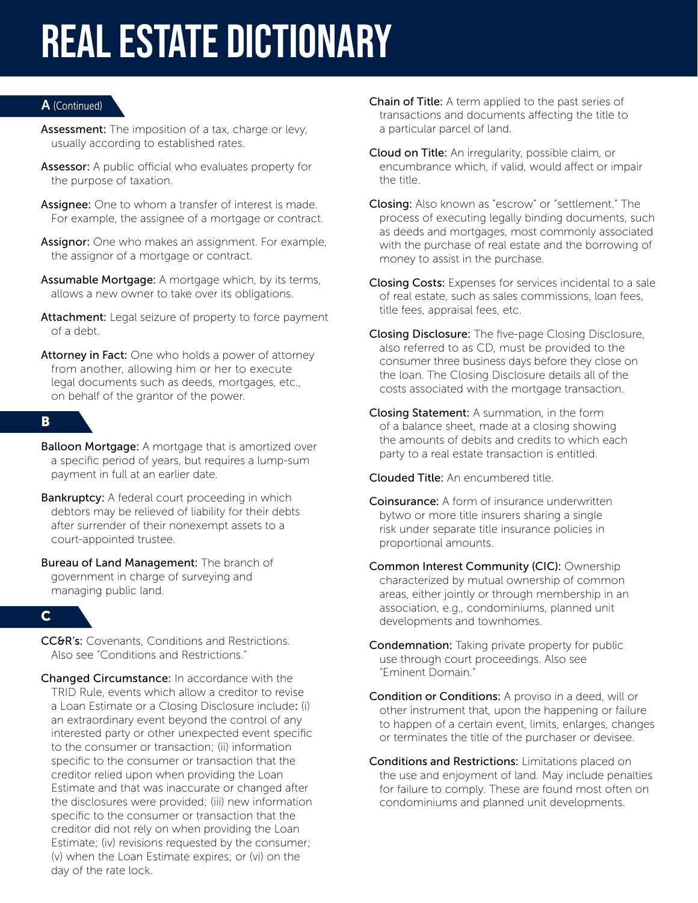# REAL ESTATE DICTIONARY

## A (Continued)

**Assessment:** The imposition of a tax, charge or levy, usually according to established rates.

**Assessor:** A public official who evaluates property for the purpose of taxation.

**Assignee:** One to whom a transfer of interest is made. For example, the assignee of a mortgage or contract.

**Assignor:** One who makes an assignment. For example, the assignor of a mortgage or contract.

**Assumable Mortgage:** A mortgage which, by its terms, allows a new owner to take over its obligations.

**Attachment:** Legal seizure of property to force payment of a debt.

**Attorney in Fact:** One who holds a power of attorney from another, allowing him or her to execute legal documents such as deeds, mortgages, etc., on behalf of the grantor of the power.

## B

**Balloon Mortgage:** A mortgage that is amortized over a specific period of years, but requires a lump-sum payment in full at an earlier date.

**Bankruptcy:** A federal court proceeding in which debtors may be relieved of liability for their debts after surrender of their nonexempt assets to a court-appointed trustee.

**Bureau of Land Management:** The branch of government in charge of surveying and managing public land.

## C

**CC&R's:** Covenants, Conditions and Restrictions. Also see "Conditions and Restrictions."

**Changed Circumstance:** In accordance with the TRID Rule, events which allow a creditor to revise a Loan Estimate or a Closing Disclosure include**:** (i) an extraordinary event beyond the control of any interested party or other unexpected event specific to the consumer or transaction; (ii) information specific to the consumer or transaction that the creditor relied upon when providing the Loan Estimate and that was inaccurate or changed after the disclosures were provided; (iii) new information specific to the consumer or transaction that the creditor did not rely on when providing the Loan Estimate; (iv) revisions requested by the consumer; (v) when the Loan Estimate expires; or (vi) on the day of the rate lock.

**Chain of Title:** A term applied to the past series of transactions and documents affecting the title to a particular parcel of land.

**Cloud on Title:** An irregularity, possible claim, or encumbrance which, if valid, would affect or impair the title.

**Closing:** Also known as "escrow" or "settlement." The process of executing legally binding documents, such as deeds and mortgages, most commonly associated with the purchase of real estate and the borrowing of money to assist in the purchase.

**Closing Costs:** Expenses for services incidental to a sale of real estate, such as sales commissions, loan fees, title fees, appraisal fees, etc.

**Closing Disclosure:** The five-page Closing Disclosure, also referred to as CD, must be provided to the consumer three business days before they close on the loan. The Closing Disclosure details all of the costs associated with the mortgage transaction.

**Closing Statement:** A summation, in the form of a balance sheet, made at a closing showing the amounts of debits and credits to which each party to a real estate transaction is entitled.

**Clouded Title:** An encumbered title.

**Coinsurance:** A form of insurance underwritten bytwo or more title insurers sharing a single risk under separate title insurance policies in proportional amounts.

**Common Interest Community (CIC):** Ownership characterized by mutual ownership of common areas, either jointly or through membership in an association, e.g., condominiums, planned unit developments and townhomes.

**Condemnation:** Taking private property for public use through court proceedings. Also see "Eminent Domain."

**Condition or Conditions:** A proviso in a deed, will or other instrument that, upon the happening or failure to happen of a certain event, limits, enlarges, changes or terminates the title of the purchaser or devisee.

**Conditions and Restrictions:** Limitations placed on the use and enjoyment of land. May include penalties for failure to comply. These are found most often on condominiums and planned unit developments.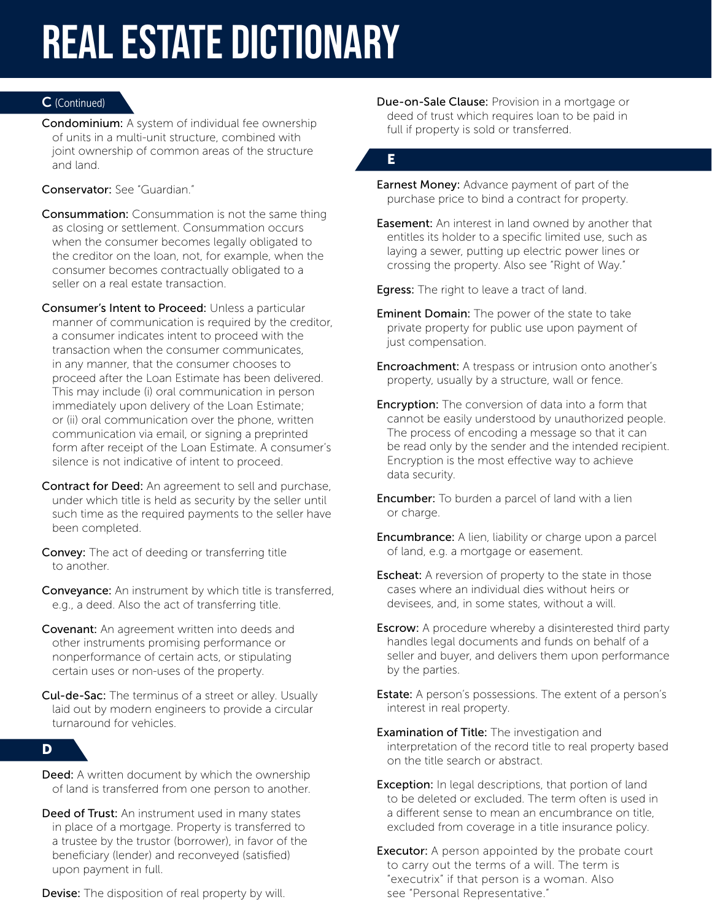# REAL ESTATE DICTIONARY

## C (Continued)

**Condominium:** A system of individual fee ownership of units in a multi-unit structure, combined with joint ownership of common areas of the structure and land.

**Conservator:** See "Guardian."

**Consummation:** Consummation is not the same thing as closing or settlement. Consummation occurs when the consumer becomes legally obligated to the creditor on the loan, not, for example, when the consumer becomes contractually obligated to a seller on a real estate transaction.

**Consumer's Intent to Proceed:** Unless a particular manner of communication is required by the creditor, a consumer indicates intent to proceed with the transaction when the consumer communicates, in any manner, that the consumer chooses to proceed after the Loan Estimate has been delivered. This may include (i) oral communication in person immediately upon delivery of the Loan Estimate; or (ii) oral communication over the phone, written communication via email, or signing a preprinted form after receipt of the Loan Estimate. A consumer's silence is not indicative of intent to proceed.

**Contract for Deed:** An agreement to sell and purchase, under which title is held as security by the seller until such time as the required payments to the seller have been completed.

**Convey:** The act of deeding or transferring title to another.

**Conveyance:** An instrument by which title is transferred, e.g., a deed. Also the act of transferring title.

**Covenant:** An agreement written into deeds and other instruments promising performance or nonperformance of certain acts, or stipulating certain uses or non-uses of the property.

**Cul-de-Sac:** The terminus of a street or alley. Usually laid out by modern engineers to provide a circular turnaround for vehicles.

## D

**Deed:** A written document by which the ownership of land is transferred from one person to another.

**Deed of Trust:** An instrument used in many states in place of a mortgage. Property is transferred to a trustee by the trustor (borrower), in favor of the beneficiary (lender) and reconveyed (satisfied) upon payment in full.

**Devise:** The disposition of real property by will.

**Due-on-Sale Clause:** Provision in a mortgage or deed of trust which requires loan to be paid in full if property is sold or transferred.

## E

**Earnest Money:** Advance payment of part of the purchase price to bind a contract for property.

**Easement:** An interest in land owned by another that entitles its holder to a specific limited use, such as laying a sewer, putting up electric power lines or crossing the property. Also see "Right of Way."

**Egress:** The right to leave a tract of land.

**Eminent Domain:** The power of the state to take private property for public use upon payment of just compensation.

**Encroachment:** A trespass or intrusion onto another's property, usually by a structure, wall or fence.

**Encryption:** The conversion of data into a form that cannot be easily understood by unauthorized people. The process of encoding a message so that it can be read only by the sender and the intended recipient. Encryption is the most effective way to achieve data security.

**Encumber:** To burden a parcel of land with a lien or charge.

**Encumbrance:** A lien, liability or charge upon a parcel of land, e.g. a mortgage or easement.

**Escheat:** A reversion of property to the state in those cases where an individual dies without heirs or devisees, and, in some states, without a will.

**Escrow:** A procedure whereby a disinterested third party handles legal documents and funds on behalf of a seller and buyer, and delivers them upon performance by the parties.

**Estate:** A person's possessions. The extent of a person's interest in real property.

**Examination of Title:** The investigation and interpretation of the record title to real property based on the title search or abstract.

**Exception:** In legal descriptions, that portion of land to be deleted or excluded. The term often is used in a different sense to mean an encumbrance on title, excluded from coverage in a title insurance policy.

**Executor:** A person appointed by the probate court to carry out the terms of a will. The term is "executrix" if that person is a woman. Also see "Personal Representative."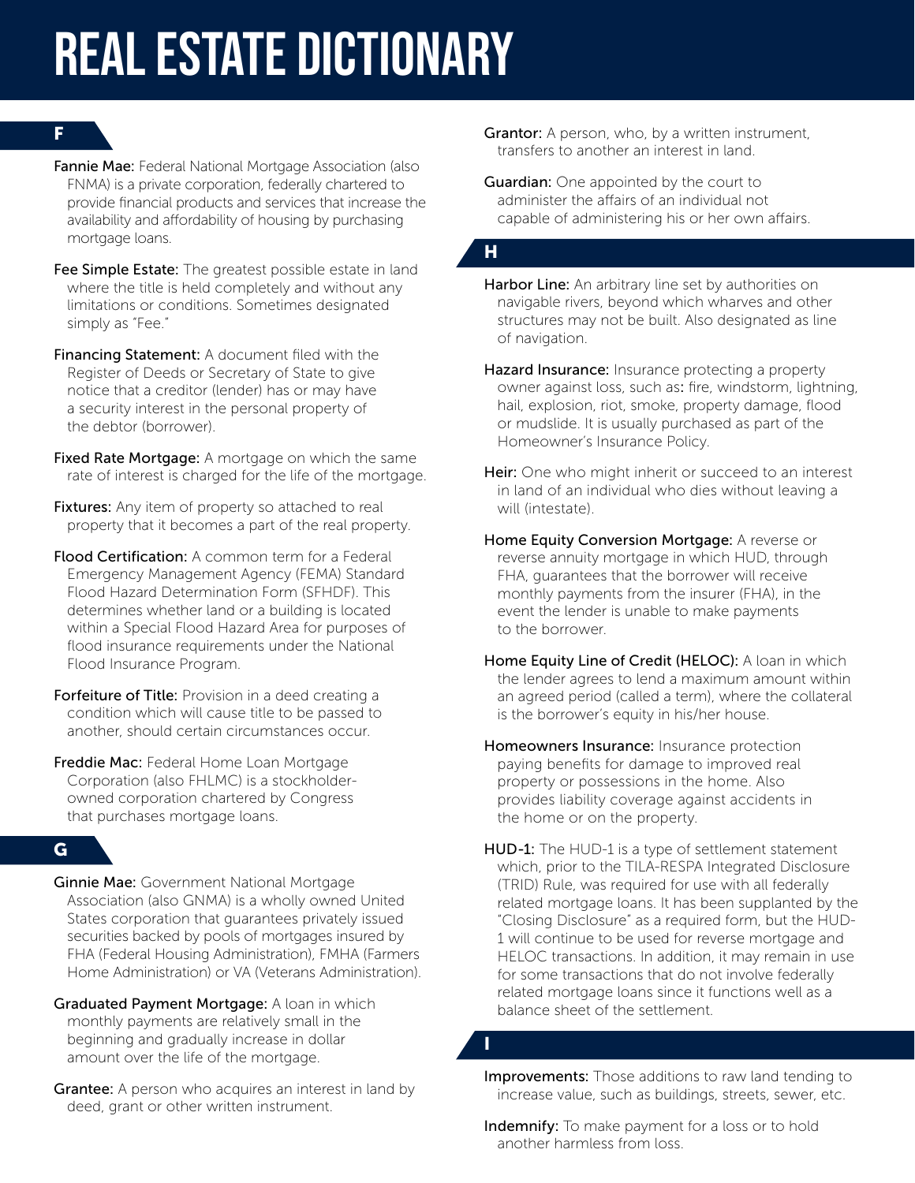# REAL ESTATE DICTIONARY

## F

**Fannie Mae:** Federal National Mortgage Association (also FNMA) is a private corporation, federally chartered to provide financial products and services that increase the availability and affordability of housing by purchasing mortgage loans.

**Fee Simple Estate:** The greatest possible estate in land where the title is held completely and without any limitations or conditions. Sometimes designated simply as "Fee."

**Financing Statement:** A document filed with the Register of Deeds or Secretary of State to give notice that a creditor (lender) has or may have a security interest in the personal property of the debtor (borrower).

**Fixed Rate Mortgage:** A mortgage on which the same rate of interest is charged for the life of the mortgage.

**Fixtures:** Any item of property so attached to real property that it becomes a part of the real property.

**Flood Certification:** A common term for a Federal Emergency Management Agency (FEMA) Standard Flood Hazard Determination Form (SFHDF). This determines whether land or a building is located within a Special Flood Hazard Area for purposes of flood insurance requirements under the National Flood Insurance Program.

**Forfeiture of Title:** Provision in a deed creating a condition which will cause title to be passed to another, should certain circumstances occur.

**Freddie Mac:** Federal Home Loan Mortgage Corporation (also FHLMC) is a stockholder-owned corporation chartered by Congress that purchases mortgage loans.

## G

**Ginnie Mae:** Government National Mortgage Association (also GNMA) is a wholly owned United States corporation that guarantees privately issued securities backed by pools of mortgages insured by FHA (Federal Housing Administration), FMHA (Farmers Home Administration) or VA (Veterans Administration).

**Graduated Payment Mortgage:** A loan in which monthly payments are relatively small in the beginning and gradually increase in dollar amount over the life of the mortgage.

**Grantee:** A person who acquires an interest in land by deed, grant or other written instrument.

**Grantor:** A person, who, by a written instrument, transfers to another an interest in land.

**Guardian:** One appointed by the court to administer the affairs of an individual not capable of administering his or her own affairs.

## H

**Harbor Line:** An arbitrary line set by authorities on navigable rivers, beyond which wharves and other structures may not be built. Also designated as line of navigation.

**Hazard Insurance:** Insurance protecting a property owner against loss, such as: fire, windstorm, lightning, hail, explosion, riot, smoke, property damage, flood or mudslide. It is usually purchased as part of the Homeowner's Insurance Policy.

**Heir:** One who might inherit or succeed to an interest in land of an individual who dies without leaving a will (intestate).

**Home Equity Conversion Mortgage:** A reverse or reverse annuity mortgage in which HUD, through FHA, guarantees that the borrower will receive monthly payments from the insurer (FHA), in the event the lender is unable to make payments to the borrower.

**Home Equity Line of Credit (HELOC):** A loan in which the lender agrees to lend a maximum amount within an agreed period (called a term), where the collateral is the borrower's equity in his/her house.

**Homeowners Insurance:** Insurance protection paying benefits for damage to improved real property or possessions in the home. Also provides liability coverage against accidents in the home or on the property.

**HUD-1:** The HUD-1 is a type of settlement statement which, prior to the TILA-RESPA Integrated Disclosure (TRID) Rule, was required for use with all federally related mortgage loans. It has been supplanted by the "Closing Disclosure" as a required form, but the HUD-1 will continue to be used for reverse mortgage and HELOC transactions. In addition, it may remain in use for some transactions that do not involve federally related mortgage loans since it functions well as a balance sheet of the settlement.

## I

**Improvements:** Those additions to raw land tending to increase value, such as buildings, streets, sewer, etc.

**Indemnify:** To make payment for a loss or to hold another harmless from loss.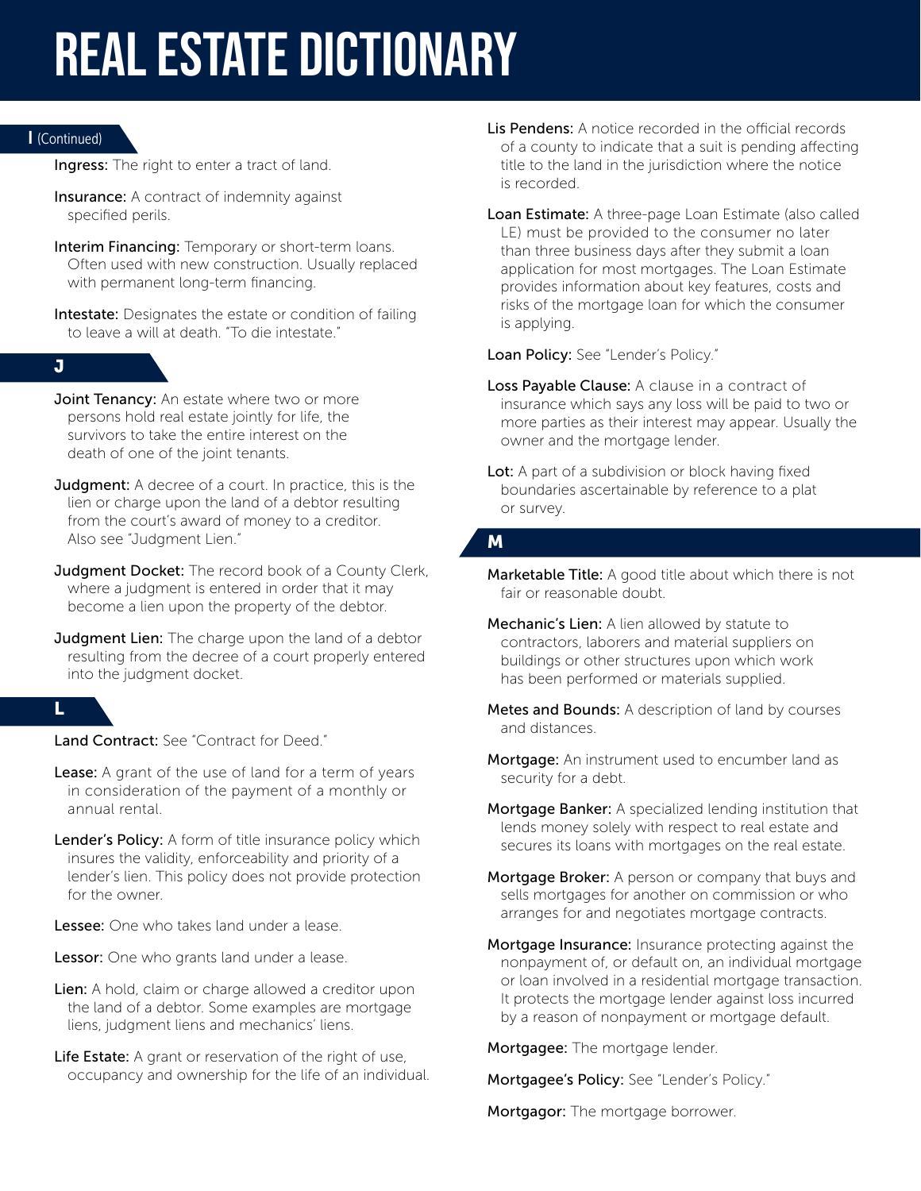# REAL ESTATE DICTIONARY

## I (Continued)

**Ingress:** The right to enter a tract of land.

**Insurance:** A contract of indemnity against specified perils.

**Interim Financing:** Temporary or short-term loans. Often used with new construction. Usually replaced with permanent long-term financing.

**Intestate:** Designates the estate or condition of failing to leave a will at death. "To die intestate."

## J

**Joint Tenancy:** An estate where two or more persons hold real estate jointly for life, the survivors to take the entire interest on the death of one of the joint tenants.

**Judgment:** A decree of a court. In practice, this is the lien or charge upon the land of a debtor resulting from the court's award of money to a creditor. Also see "Judgment Lien."

**Judgment Docket:** The record book of a County Clerk, where a judgment is entered in order that it may become a lien upon the property of the debtor.

**Judgment Lien:** The charge upon the land of a debtor resulting from the decree of a court properly entered into the judgment docket.

## L

**Land Contract:** See "Contract for Deed."

**Lease:** A grant of the use of land for a term of years in consideration of the payment of a monthly or annual rental.

**Lender's Policy:** A form of title insurance policy which insures the validity, enforceability and priority of a lender's lien. This policy does not provide protection for the owner.

**Lessee:** One who takes land under a lease.

**Lessor:** One who grants land under a lease.

**Lien:** A hold, claim or charge allowed a creditor upon the land of a debtor. Some examples are mortgage liens, judgment liens and mechanics' liens.

**Life Estate:** A grant or reservation of the right of use, occupancy and ownership for the life of an individual.

**Lis Pendens:** A notice recorded in the official records of a county to indicate that a suit is pending affecting title to the land in the jurisdiction where the notice is recorded.

**Loan Estimate:** A three-page Loan Estimate (also called LE) must be provided to the consumer no later than three business days after they submit a loan application for most mortgages. The Loan Estimate provides information about key features, costs and risks of the mortgage loan for which the consumer is applying.

**Loan Policy:** See "Lender's Policy."

**Loss Payable Clause:** A clause in a contract of insurance which says any loss will be paid to two or more parties as their interest may appear. Usually the owner and the mortgage lender.

**Lot:** A part of a subdivision or block having fixed boundaries ascertainable by reference to a plat or survey.

## M

**Marketable Title:** A good title about which there is not fair or reasonable doubt.

**Mechanic's Lien:** A lien allowed by statute to contractors, laborers and material suppliers on buildings or other structures upon which work has been performed or materials supplied.

**Metes and Bounds:** A description of land by courses and distances.

**Mortgage:** An instrument used to encumber land as security for a debt.

**Mortgage Banker:** A specialized lending institution that lends money solely with respect to real estate and secures its loans with mortgages on the real estate.

**Mortgage Broker:** A person or company that buys and sells mortgages for another on commission or who arranges for and negotiates mortgage contracts.

**Mortgage Insurance:** Insurance protecting against the nonpayment of, or default on, an individual mortgage or loan involved in a residential mortgage transaction. It protects the mortgage lender against loss incurred by a reason of nonpayment or mortgage default.

**Mortgagee:** The mortgage lender.

**Mortgagee's Policy:** See "Lender's Policy."

**Mortgagor:** The mortgage borrower.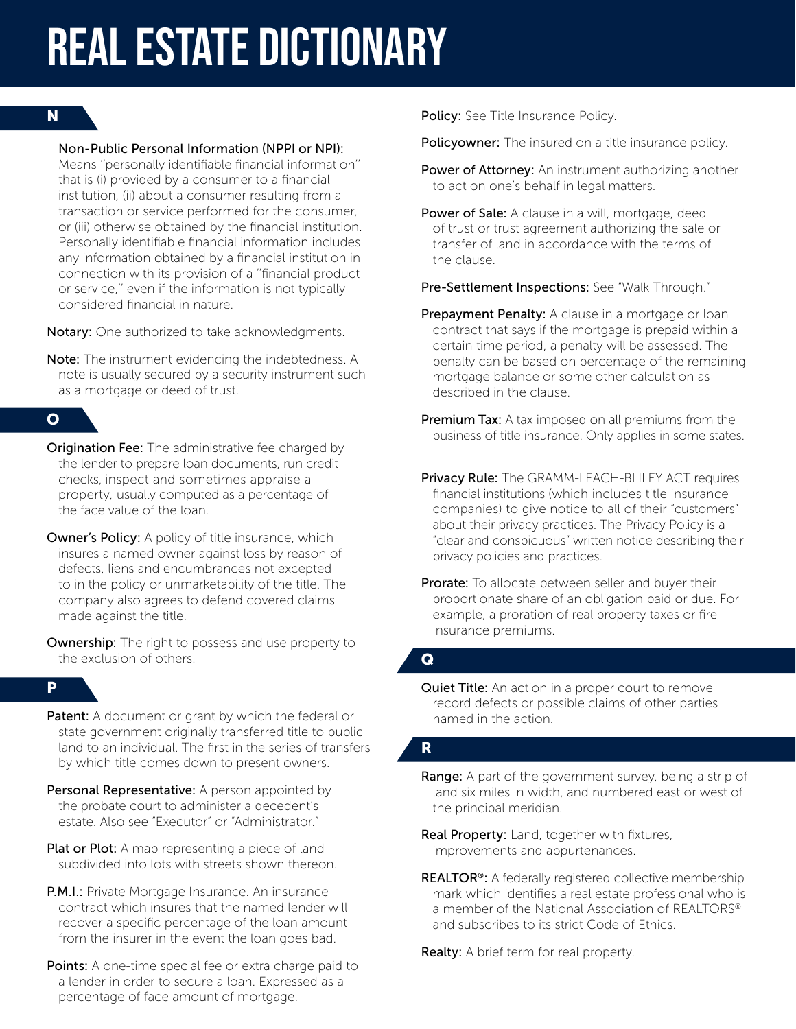# REAL ESTATE DICTIONARY

## N

**Non-Public Personal Information (NPPI or NPI):** Means "personally identifiable financial information" that is (i) provided by a consumer to a financial institution, (ii) about a consumer resulting from a transaction or service performed for the consumer, or (iii) otherwise obtained by the financial institution. Personally identifiable financial information includes any information obtained by a financial institution in connection with its provision of a "financial product or service," even if the information is not typically considered financial in nature.

**Notary:** One authorized to take acknowledgments.

**Note:** The instrument evidencing the indebtedness. A note is usually secured by a security instrument such as a mortgage or deed of trust.

## O

**Origination Fee:** The administrative fee charged by the lender to prepare loan documents, run credit checks, inspect and sometimes appraise a property, usually computed as a percentage of the face value of the loan.

**Owner's Policy:** A policy of title insurance, which insures a named owner against loss by reason of defects, liens and encumbrances not excepted to in the policy or unmarketability of the title. The company also agrees to defend covered claims made against the title.

**Ownership:** The right to possess and use property to the exclusion of others.

## P

**Patent:** A document or grant by which the federal or state government originally transferred title to public land to an individual. The first in the series of transfers by which title comes down to present owners.

**Personal Representative:** A person appointed by the probate court to administer a decedent's estate. Also see "Executor" or "Administrator."

**Plat or Plot:** A map representing a piece of land subdivided into lots with streets shown thereon.

**P.M.I.:** Private Mortgage Insurance. An insurance contract which insures that the named lender will recover a specific percentage of the loan amount from the insurer in the event the loan goes bad.

**Points:** A one-time special fee or extra charge paid to a lender in order to secure a loan. Expressed as a percentage of face amount of mortgage.

**Policy:** See Title Insurance Policy.

**Policyowner:** The insured on a title insurance policy.

**Power of Attorney:** An instrument authorizing another to act on one's behalf in legal matters.

**Power of Sale:** A clause in a will, mortgage, deed of trust or trust agreement authorizing the sale or transfer of land in accordance with the terms of the clause.

**Pre-Settlement Inspections:** See "Walk Through."

**Prepayment Penalty:** A clause in a mortgage or loan contract that says if the mortgage is prepaid within a certain time period, a penalty will be assessed. The penalty can be based on percentage of the remaining mortgage balance or some other calculation as described in the clause.

**Premium Tax:** A tax imposed on all premiums from the business of title insurance. Only applies in some states.

**Privacy Rule:** The GRAMM-LEACH-BLILEY ACT requires financial institutions (which includes title insurance companies) to give notice to all of their "customers" about their privacy practices. The Privacy Policy is a "clear and conspicuous" written notice describing their privacy policies and practices.

**Prorate:** To allocate between seller and buyer their proportionate share of an obligation paid or due. For example, a proration of real property taxes or fire insurance premiums.

## Q

**Quiet Title:** An action in a proper court to remove record defects or possible claims of other parties named in the action.

## R

**Range:** A part of the government survey, being a strip of land six miles in width, and numbered east or west of the principal meridian.

**Real Property:** Land, together with fixtures, improvements and appurtenances.

**REALTOR®:** A federally registered collective membership mark which identifies a real estate professional who is a member of the National Association of REALTORS® and subscribes to its strict Code of Ethics.

**Realty:** A brief term for real property.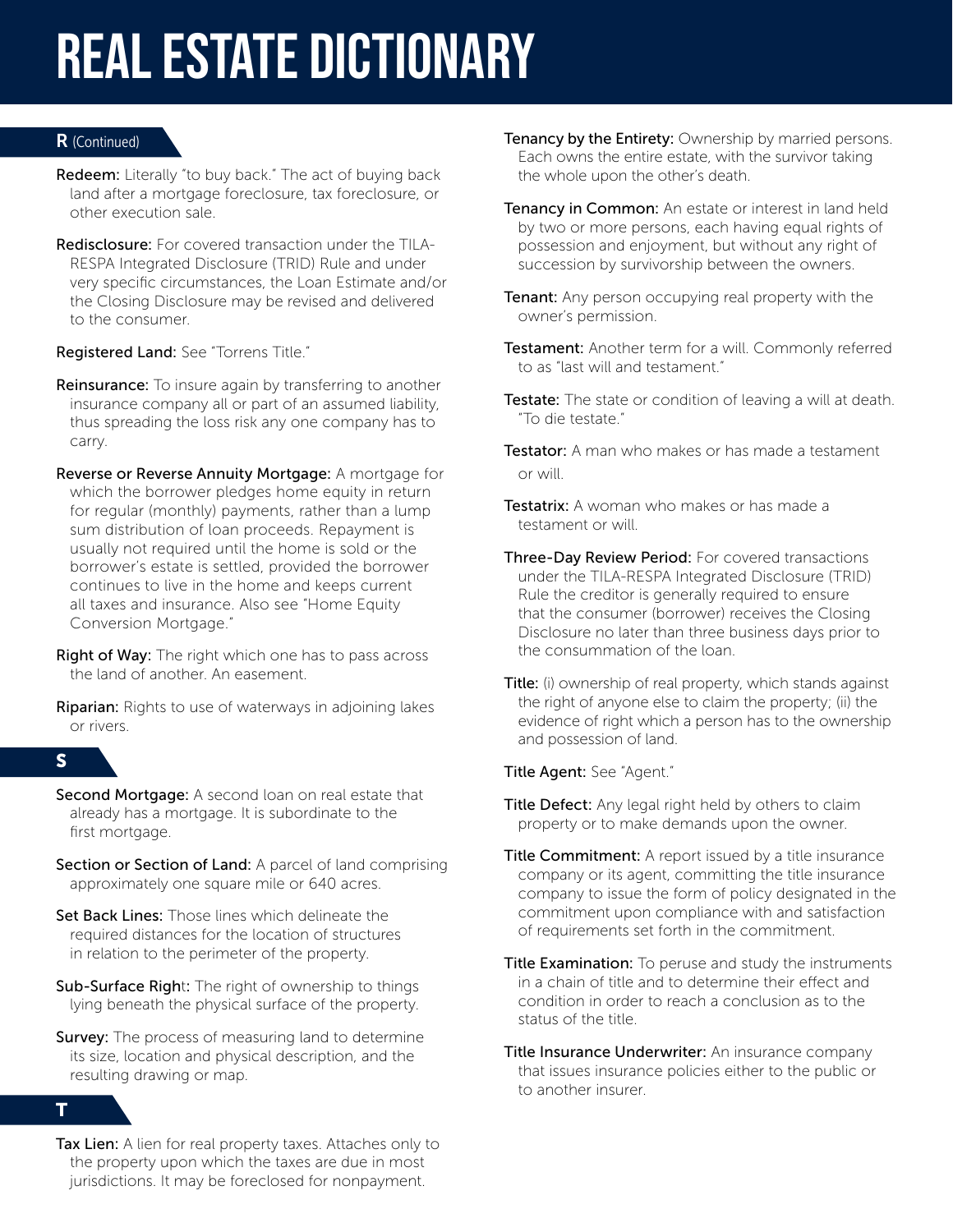# REAL ESTATE DICTIONARY

## R (Continued)

**Redeem:** Literally "to buy back." The act of buying back land after a mortgage foreclosure, tax foreclosure, or other execution sale.

**Redisclosure:** For covered transaction under the TILA-RESPA Integrated Disclosure (TRID) Rule and under very specific circumstances, the Loan Estimate and/or the Closing Disclosure may be revised and delivered to the consumer.

**Registered Land:** See "Torrens Title."

**Reinsurance:** To insure again by transferring to another insurance company all or part of an assumed liability, thus spreading the loss risk any one company has to carry.

**Reverse or Reverse Annuity Mortgage:** A mortgage for which the borrower pledges home equity in return for regular (monthly) payments, rather than a lump sum distribution of loan proceeds. Repayment is usually not required until the home is sold or the borrower's estate is settled, provided the borrower continues to live in the home and keeps current all taxes and insurance. Also see "Home Equity Conversion Mortgage."

**Right of Way:** The right which one has to pass across the land of another. An easement.

**Riparian:** Rights to use of waterways in adjoining lakes or rivers.

## S

**Second Mortgage:** A second loan on real estate that already has a mortgage. It is subordinate to the first mortgage.

**Section or Section of Land:** A parcel of land comprising approximately one square mile or 640 acres.

**Set Back Lines:** Those lines which delineate the required distances for the location of structures in relation to the perimeter of the property.

**Sub-Surface Right:** The right of ownership to things lying beneath the physical surface of the property.

**Survey:** The process of measuring land to determine its size, location and physical description, and the resulting drawing or map.

## T

**Tax Lien:** A lien for real property taxes. Attaches only to the property upon which the taxes are due in most jurisdictions. It may be foreclosed for nonpayment.

**Tenancy by the Entirety:** Ownership by married persons. Each owns the entire estate, with the survivor taking the whole upon the other's death.

**Tenancy in Common:** An estate or interest in land held by two or more persons, each having equal rights of possession and enjoyment, but without any right of succession by survivorship between the owners.

**Tenant:** Any person occupying real property with the owner's permission.

**Testament:** Another term for a will. Commonly referred to as "last will and testament."

**Testate:** The state or condition of leaving a will at death. "To die testate."

**Testator:** A man who makes or has made a testament or will.

**Testatrix:** A woman who makes or has made a testament or will.

**Three-Day Review Period:** For covered transactions under the TILA-RESPA Integrated Disclosure (TRID) Rule the creditor is generally required to ensure that the consumer (borrower) receives the Closing Disclosure no later than three business days prior to the consummation of the loan.

**Title:** (i) ownership of real property, which stands against the right of anyone else to claim the property; (ii) the evidence of right which a person has to the ownership and possession of land.

**Title Agent:** See "Agent."

**Title Defect:** Any legal right held by others to claim property or to make demands upon the owner.

**Title Commitment:** A report issued by a title insurance company or its agent, committing the title insurance company to issue the form of policy designated in the commitment upon compliance with and satisfaction of requirements set forth in the commitment.

**Title Examination:** To peruse and study the instruments in a chain of title and to determine their effect and condition in order to reach a conclusion as to the status of the title.

**Title Insurance Underwriter:** An insurance company that issues insurance policies either to the public or to another insurer.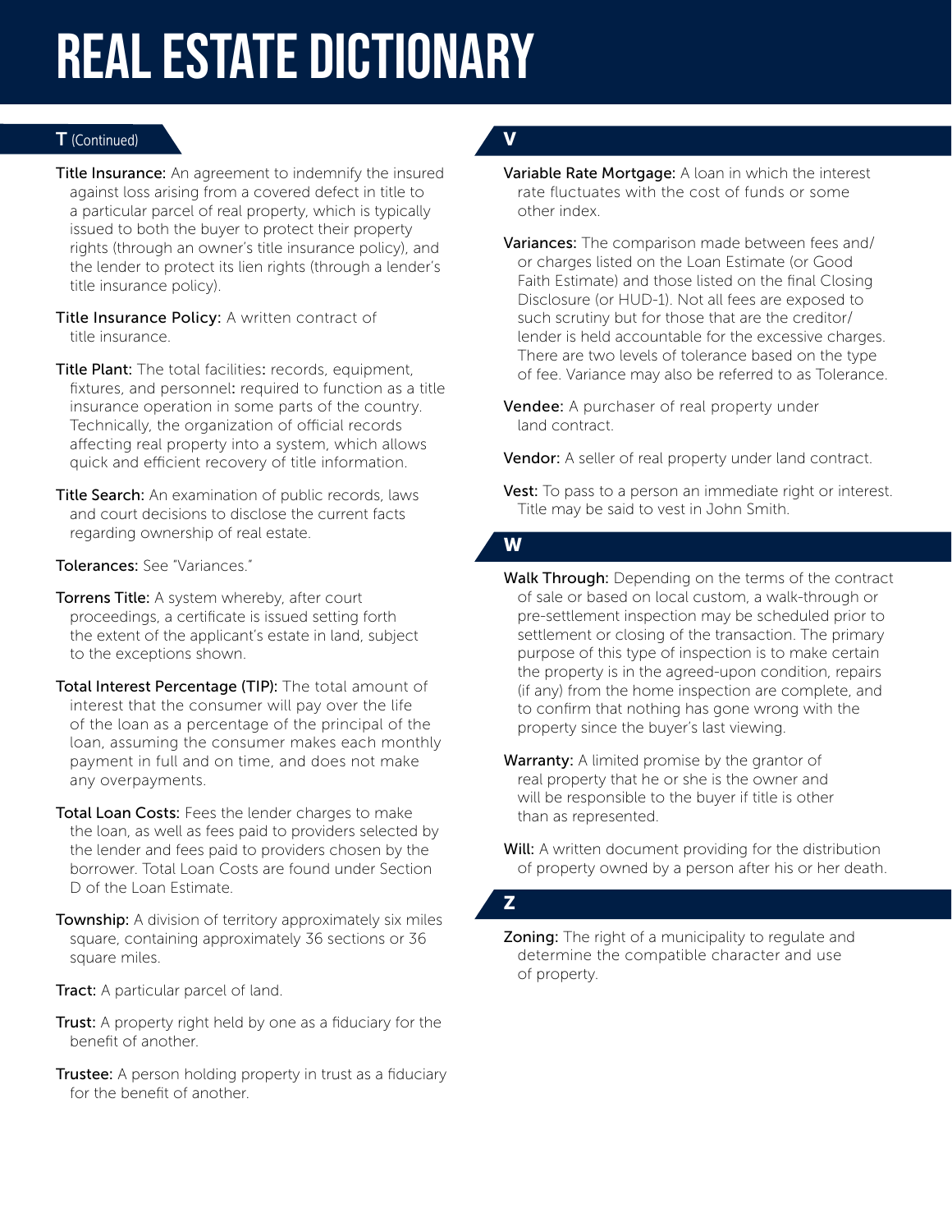# REAL ESTATE DICTIONARY

## T (Continued)

**Title Insurance:** An agreement to indemnify the insured against loss arising from a covered defect in title to a particular parcel of real property, which is typically issued to both the buyer to protect their property rights (through an owner's title insurance policy), and the lender to protect its lien rights (through a lender's title insurance policy).

**Title Insurance Policy:** A written contract of title insurance.

**Title Plant:** The total facilities: records, equipment, fixtures, and personnel: required to function as a title insurance operation in some parts of the country. Technically, the organization of official records affecting real property into a system, which allows quick and efficient recovery of title information.

**Title Search:** An examination of public records, laws and court decisions to disclose the current facts regarding ownership of real estate.

**Tolerances:** See "Variances."

**Torrens Title:** A system whereby, after court proceedings, a certificate is issued setting forth the extent of the applicant's estate in land, subject to the exceptions shown.

**Total Interest Percentage (TIP):** The total amount of interest that the consumer will pay over the life of the loan as a percentage of the principal of the loan, assuming the consumer makes each monthly payment in full and on time, and does not make any overpayments.

**Total Loan Costs:** Fees the lender charges to make the loan, as well as fees paid to providers selected by the lender and fees paid to providers chosen by the borrower. Total Loan Costs are found under Section D of the Loan Estimate.

**Township:** A division of territory approximately six miles square, containing approximately 36 sections or 36 square miles.

**Tract:** A particular parcel of land.

**Trust:** A property right held by one as a fiduciary for the benefit of another.

**Trustee:** A person holding property in trust as a fiduciary for the benefit of another.

## V

**Variable Rate Mortgage:** A loan in which the interest rate fluctuates with the cost of funds or some other index.

**Variances:** The comparison made between fees and/or charges listed on the Loan Estimate (or Good Faith Estimate) and those listed on the final Closing Disclosure (or HUD-1). Not all fees are exposed to such scrutiny but for those that are the creditor/lender is held accountable for the excessive charges. There are two levels of tolerance based on the type of fee. Variance may also be referred to as Tolerance.

**Vendee:** A purchaser of real property under land contract.

**Vendor:** A seller of real property under land contract.

**Vest:** To pass to a person an immediate right or interest. Title may be said to vest in John Smith.

## W

**Walk Through:** Depending on the terms of the contract of sale or based on local custom, a walk-through or pre-settlement inspection may be scheduled prior to settlement or closing of the transaction. The primary purpose of this type of inspection is to make certain the property is in the agreed-upon condition, repairs (if any) from the home inspection are complete, and to confirm that nothing has gone wrong with the property since the buyer's last viewing.

**Warranty:** A limited promise by the grantor of real property that he or she is the owner and will be responsible to the buyer if title is other than as represented.

**Will:** A written document providing for the distribution of property owned by a person after his or her death.

## Z

**Zoning:** The right of a municipality to regulate and determine the compatible character and use of property.